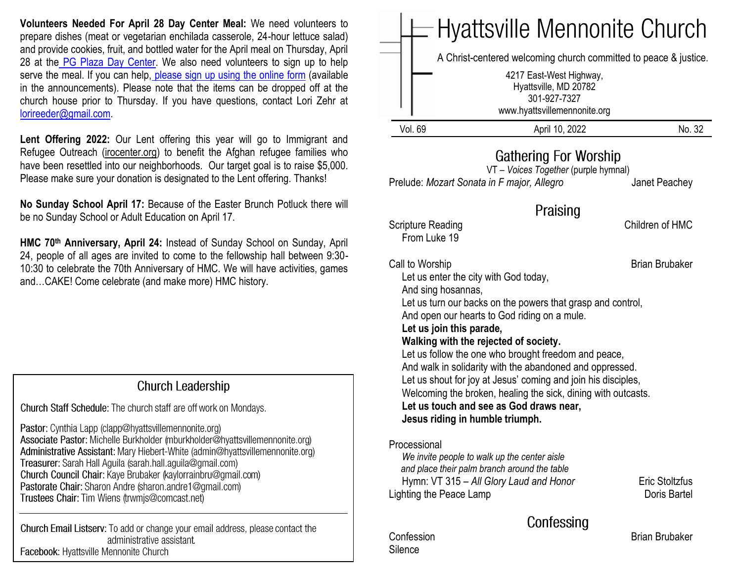**Volunteers Needed For April 28 Day Center Meal:** We need volunteers to prepare dishes (meat or vegetarian enchilada casserole, 24-hour lettuce salad) and provide cookies, fruit, and bottled water for the April meal on Thursday, April 28 at the PG Plaza Day Center. We also need volunteers to sign up to help serve the meal. If you can help, please sign up using the online form (available in the announcements). Please note that the items can be dropped off at the church house prior to Thursday. If you have questions, contact Lori Zehr at lorireeder@gmail.com.

**Lent Offering 2022:** Our Lent offering this year will go to Immigrant and Refugee Outreach (irocenter.org) to benefit the Afghan refugee families who have been resettled into our neighborhoods. Our target goal is to raise $5,000. Please make sure your donation is designated to the Lent offering. Thanks!

**No Sunday School April 17:** Because of the Easter Brunch Potluck there will be no Sunday School or Adult Education on April 17.

**HMC 70th Anniversary, April 24:** Instead of Sunday School on Sunday, April 24, people of all ages are invited to come to the fellowship hall between 9:30-10:30 to celebrate the 70th Anniversary of HMC. We will have activities, games and…CAKE! Come celebrate (and make more) HMC history.

## Church Leadership

Church Staff Schedule: The church staff are off work on Mondays.

Pastor: Cynthia Lapp (clapp@hyattsvillemennonite.org)
Associate Pastor: Michelle Burkholder (mburkholder@hyattsvillemennonite.org)
Administrative Assistant: Mary Hiebert-White (admin@hyattsvillemennonite.org)
Treasurer: Sarah Hall Aguila (sarah.hall.aguila@gmail.com)
Church Council Chair: Kaye Brubaker (kaylorrainbru@gmail.com)
Pastorate Chair: Sharon Andre (sharon.andre1@gmail.com)
Trustees Chair: Tim Wiens (trwmjs@comcast.net)

---

Church Email Listserv: To add or change your email address, please contact the administrative assistant.
Facebook: Hyattsville Mennonite Church

# Hyattsville Mennonite Church

A Christ-centered welcoming church committed to peace & justice.

4217 East-West Highway,
Hyattsville, MD 20782
301-927-7327
www.hyattsvillemennonite.org

Vol. 69 | April 10, 2022 | No. 32

## Gathering For Worship

VT – *Voices Together* (purple hymnal)

Prelude: *Mozart Sonata in F major, Allegro* — Janet Peachey

## Praising

Scripture Reading — Children of HMC
From Luke 19

Call to Worship — Brian Brubaker

Let us enter the city with God today,
And sing hosannas,
Let us turn our backs on the powers that grasp and control,
And open our hearts to God riding on a mule.
**Let us join this parade,**
**Walking with the rejected of society.**
Let us follow the one who brought freedom and peace,
And walk in solidarity with the abandoned and oppressed.
Let us shout for joy at Jesus' coming and join his disciples,
Welcoming the broken, healing the sick, dining with outcasts.
**Let us touch and see as God draws near,**
**Jesus riding in humble triumph.**

Processional
*We invite people to walk up the center aisle and place their palm branch around the table*
Hymn: VT 315 – *All Glory Laud and Honor* — Eric Stoltzfus

Lighting the Peace Lamp — Doris Bartel

## Confessing

Confession — Brian Brubaker

Silence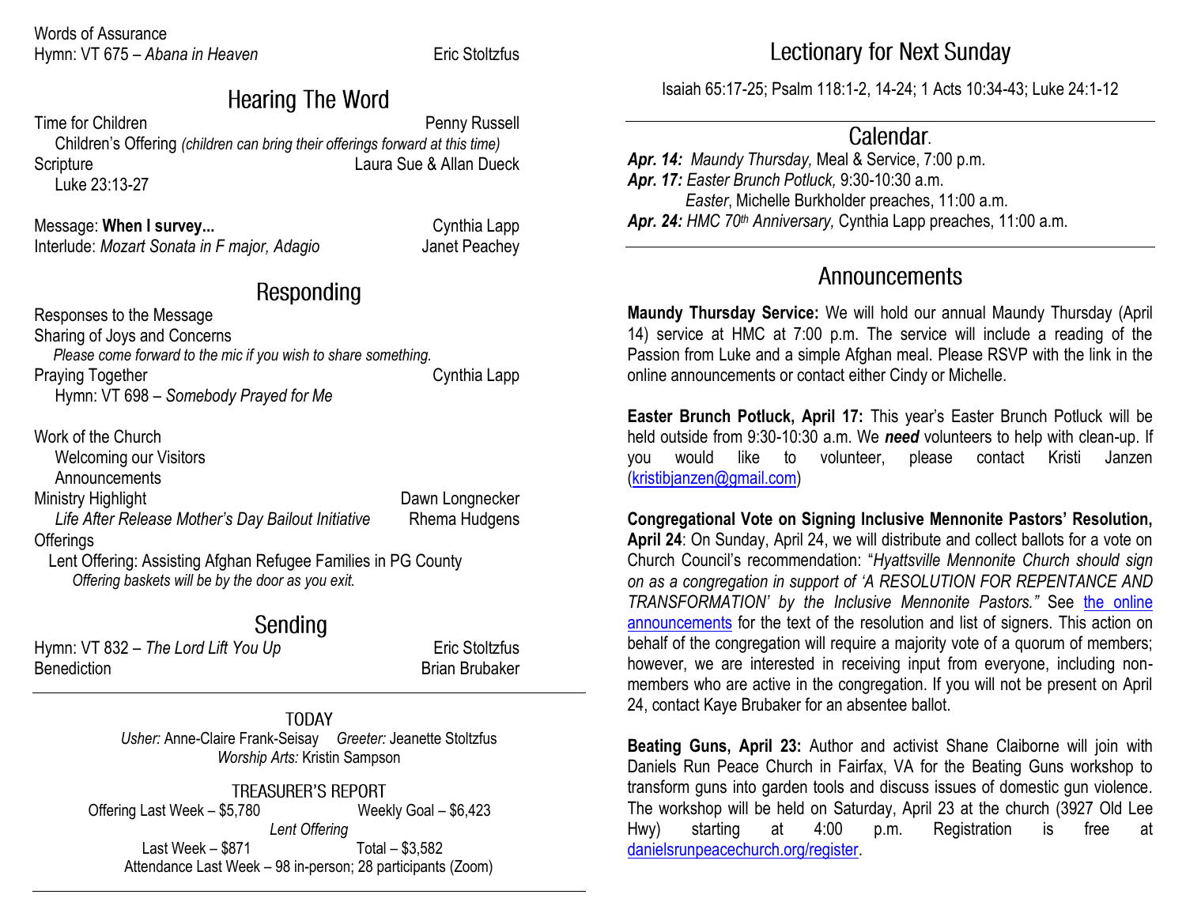Words of Assurance

Hymn: VT 675 – *Abana in Heaven* Eric Stoltzfus

## Hearing The Word

Time for Children Penny Russell

Children's Offering *(children can bring their offerings forward at this time)*

Scripture Laura Sue & Allan Dueck

Luke 23:13-27

Message: **When I survey...** Cynthia Lapp

Interlude: *Mozart Sonata in F major, Adagio* Janet Peachey

## Responding

Responses to the Message

Sharing of Joys and Concerns

*Please come forward to the mic if you wish to share something.*

Praying Together Cynthia Lapp

Hymn: VT 698 – *Somebody Prayed for Me*

Work of the Church

Welcoming our Visitors

Announcements

Ministry Highlight Dawn Longnecker

*Life After Release Mother's Day Bailout Initiative* Rhema Hudgens

Offerings

Lent Offering: Assisting Afghan Refugee Families in PG County

*Offering baskets will be by the door as you exit.*

## Sending

Hymn: VT 832 – *The Lord Lift You Up* Eric Stoltzfus

Benediction Brian Brubaker

---

### TODAY

*Usher:* Anne-Claire Frank-Seisay *Greeter:* Jeanette Stoltzfus

*Worship Arts:* Kristin Sampson

### TREASURER'S REPORT

Offering Last Week – $5,780 Weekly Goal – $6,423

*Lent Offering*

Last Week – $871 Total – $3,582

Attendance Last Week – 98 in-person; 28 participants (Zoom)

---

## Lectionary for Next Sunday

Isaiah 65:17-25; Psalm 118:1-2, 14-24; 1 Acts 10:34-43; Luke 24:1-12

---

## Calendar.

***Apr. 14:*** *Maundy Thursday,* Meal & Service, 7:00 p.m.

***Apr. 17:*** *Easter Brunch Potluck,* 9:30-10:30 a.m.

*Easter*, Michelle Burkholder preaches, 11:00 a.m.

***Apr. 24:*** *HMC 70th Anniversary,* Cynthia Lapp preaches, 11:00 a.m.

---

## Announcements

**Maundy Thursday Service:** We will hold our annual Maundy Thursday (April 14) service at HMC at 7:00 p.m. The service will include a reading of the Passion from Luke and a simple Afghan meal. Please RSVP with the link in the online announcements or contact either Cindy or Michelle.

**Easter Brunch Potluck, April 17:** This year's Easter Brunch Potluck will be held outside from 9:30-10:30 a.m. We ***need*** volunteers to help with clean-up. If you would like to volunteer, please contact Kristi Janzen (kristibjanzen@gmail.com)

**Congregational Vote on Signing Inclusive Mennonite Pastors' Resolution, April 24**: On Sunday, April 24, we will distribute and collect ballots for a vote on Church Council's recommendation: "*Hyattsville Mennonite Church should sign on as a congregation in support of 'A RESOLUTION FOR REPENTANCE AND TRANSFORMATION' by the Inclusive Mennonite Pastors."* See the online announcements for the text of the resolution and list of signers. This action on behalf of the congregation will require a majority vote of a quorum of members; however, we are interested in receiving input from everyone, including non-members who are active in the congregation. If you will not be present on April 24, contact Kaye Brubaker for an absentee ballot.

**Beating Guns, April 23:** Author and activist Shane Claiborne will join with Daniels Run Peace Church in Fairfax, VA for the Beating Guns workshop to transform guns into garden tools and discuss issues of domestic gun violence. The workshop will be held on Saturday, April 23 at the church (3927 Old Lee Hwy) starting at 4:00 p.m. Registration is free at danielsrunpeacechurch.org/register.